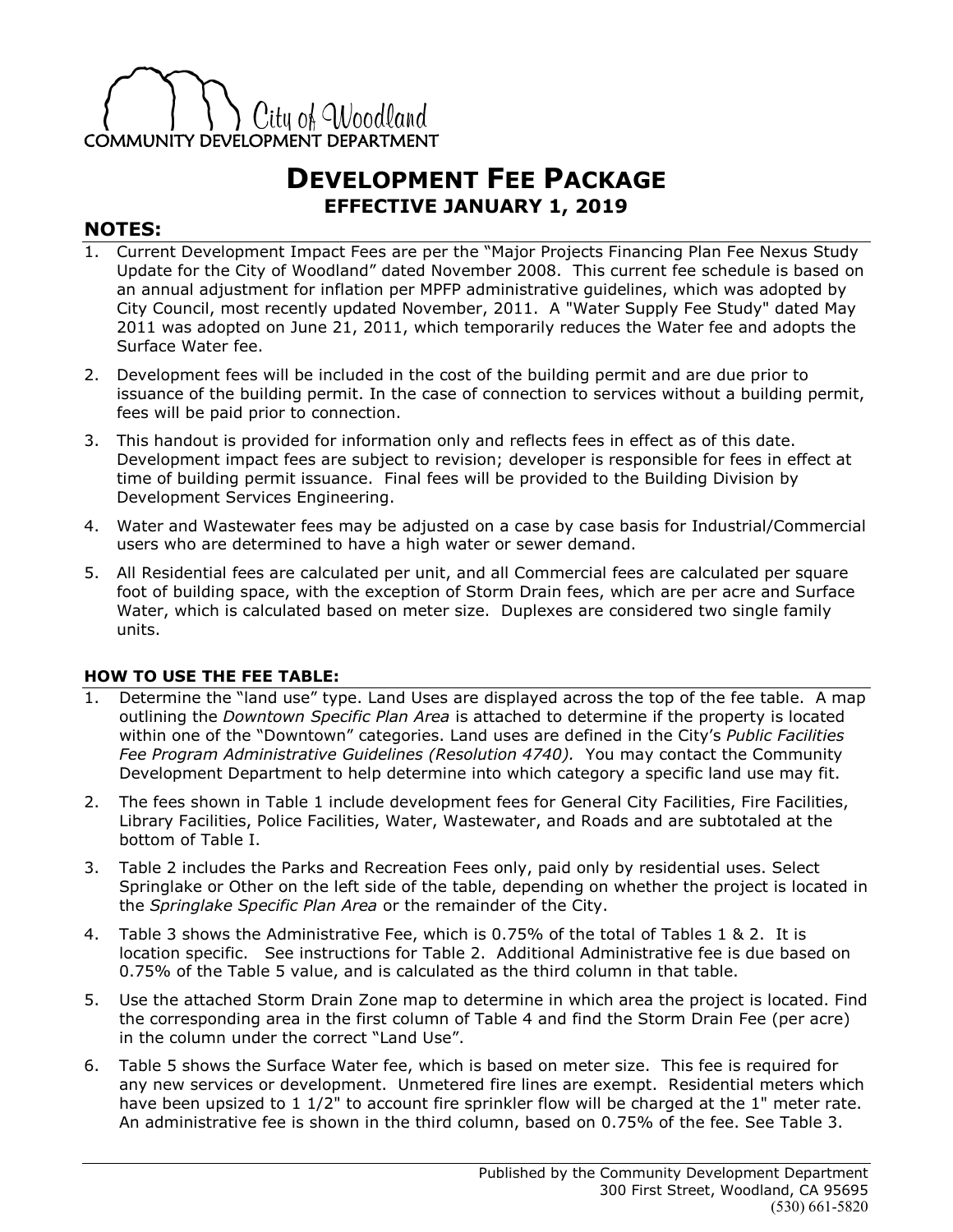City of Woodland

COMMUNITY DEVELOPMENT DEPARTMENT

# DEVELOPMENT FEE PACKAGE

## EFFECTIVE JANUARY 1, 2019

## NOTES:

1. Current Development Impact Fees are per the "Major Projects Financing Plan Fee Nexus Study Update for the City of Woodland" dated November 2008. This current fee schedule is based on an annual adjustment for inflation per MPFP administrative guidelines, which was adopted by City Council, most recently updated November, 2011. A "Water Supply Fee Study" dated May 2011 was adopted on June 21, 2011, which temporarily reduces the Water fee and adopts the Surface Water fee.
2. Development fees will be included in the cost of the building permit and are due prior to issuance of the building permit. In the case of connection to services without a building permit, fees will be paid prior to connection.
3. This handout is provided for information only and reflects fees in effect as of this date. Development impact fees are subject to revision; developer is responsible for fees in effect at time of building permit issuance. Final fees will be provided to the Building Division by Development Services Engineering.
4. Water and Wastewater fees may be adjusted on a case by case basis for Industrial/Commercial users who are determined to have a high water or sewer demand.
5. All Residential fees are calculated per unit, and all Commercial fees are calculated per square foot of building space, with the exception of Storm Drain fees, which are per acre and Surface Water, which is calculated based on meter size. Duplexes are considered two single family units.

### HOW TO USE THE FEE TABLE:

1. Determine the "land use" type. Land Uses are displayed across the top of the fee table. A map outlining the *Downtown Specific Plan Area* is attached to determine if the property is located within one of the "Downtown" categories. Land uses are defined in the City's *Public Facilities Fee Program Administrative Guidelines (Resolution 4740).* You may contact the Community Development Department to help determine into which category a specific land use may fit.
2. The fees shown in Table 1 include development fees for General City Facilities, Fire Facilities, Library Facilities, Police Facilities, Water, Wastewater, and Roads and are subtotaled at the bottom of Table I.
3. Table 2 includes the Parks and Recreation Fees only, paid only by residential uses. Select Springlake or Other on the left side of the table, depending on whether the project is located in the *Springlake Specific Plan Area* or the remainder of the City.
4. Table 3 shows the Administrative Fee, which is 0.75% of the total of Tables 1 & 2. It is location specific. See instructions for Table 2. Additional Administrative fee is due based on 0.75% of the Table 5 value, and is calculated as the third column in that table.
5. Use the attached Storm Drain Zone map to determine in which area the project is located. Find the corresponding area in the first column of Table 4 and find the Storm Drain Fee (per acre) in the column under the correct "Land Use".
6. Table 5 shows the Surface Water fee, which is based on meter size. This fee is required for any new services or development. Unmetered fire lines are exempt. Residential meters which have been upsized to 1 1/2" to account fire sprinkler flow will be charged at the 1" meter rate. An administrative fee is shown in the third column, based on 0.75% of the fee. See Table 3.

Published by the Community Development Department
300 First Street, Woodland, CA 95695
(530) 661-5820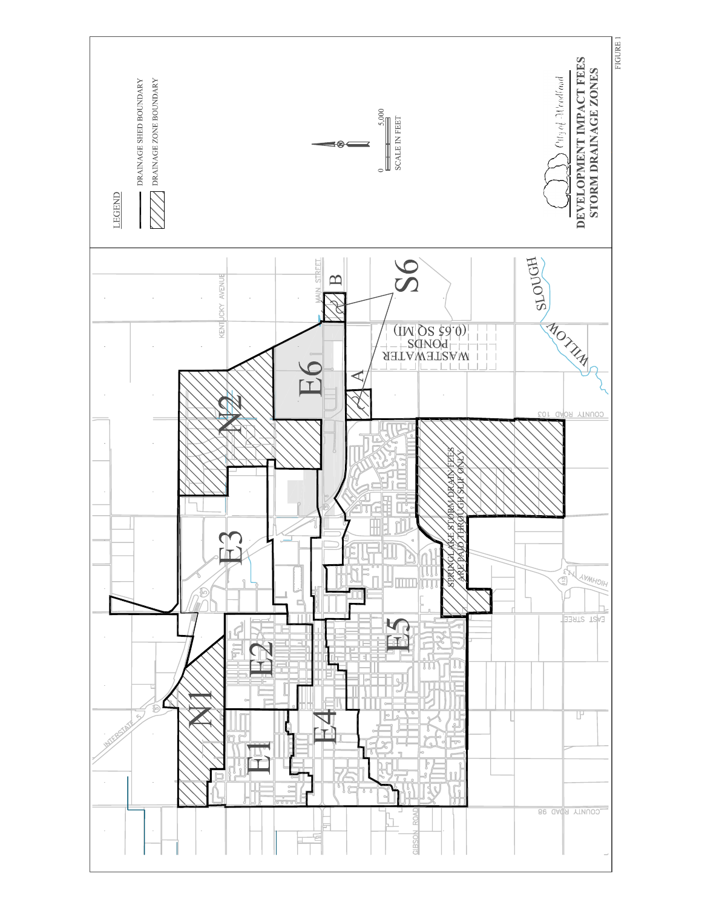LEGEND

- DRAINAGE SHED BOUNDARY
- DRAINAGE ZONE BOUNDARY

0 5,000

SCALE IN FEET

City of Woodland

**DEVELOPMENT IMPACT FEES**

**STORM DRAINAGE ZONES**

FIGURE 1

N1

N2

E1

E2

E3

E4

E5

E6

S6

A

B

WASTEWATER PONDS (0.65 SQ MI)

SPRINGLAKE STORM DRAIN FEES ARE PAID THROUGH SLIF ONLY

INTERSTATE 5

KENTUCKY AVENUE

MAIN STREET

COUNTY ROAD 103

EAST STREET

HIGHWAY 113

COUNTY ROAD 98

GIBSON ROAD

WILLOW SLOUGH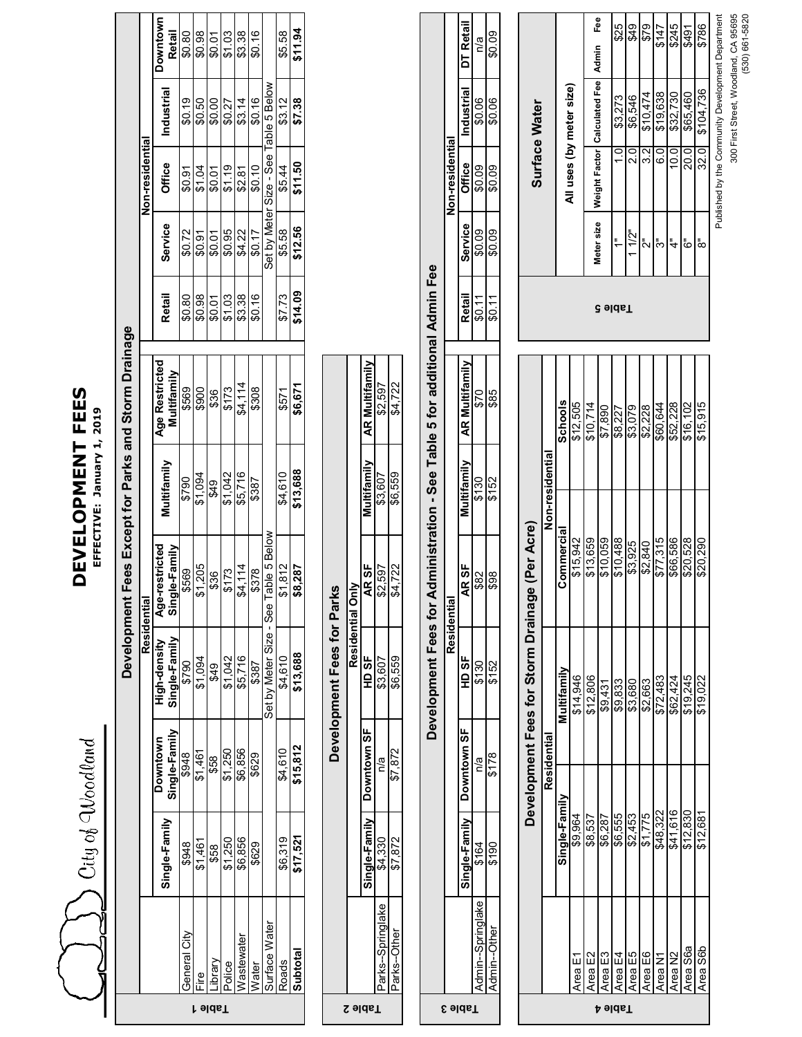City of Woodland

# DEVELOPMENT FEES

**EFFECTIVE: January 1, 2019**

## Table 1

**Development Fees Except for Parks and Storm Drainage**

| | Residential | | | | | | Non-residential | | | | |
|---|---|---|---|---|---|---|---|---|---|---|---|
| | Single-Family | Downtown Single-Family | High-density Single-Family | Age-restricted Single-Family | Multifamily | Age Restricted Multifamily | Retail | Service | Office | Industrial | Downtown Retail |
| General City | $948 | $948 | $790 | $569 | $790 | $569 | $0.80 | $0.72 | $0.91 | $0.19 | $0.80 |
| Fire | $1,461 | $1,461 | $1,094 | $1,205 | $1,094 | $900 | $0.98 | $0.91 | $1.04 | $0.50 | $0.98 |
| Library | $58 | $58 | $49 | $36 | $49 | $36 | $0.01 | $0.01 | $0.01 | $0.00 | $0.01 |
| Police | $1,250 | $1,250 | $1,042 | $173 | $1,042 | $173 | $1.03 | $0.95 | $1.19 | $0.27 | $1.03 |
| Wastewater | $6,856 | $6,856 | $5,716 | $4,114 | $5,716 | $4,114 | $3.38 | $4.22 | $2.81 | $3.14 | $3.38 |
| Water | $629 | $629 | $387 | $378 | $387 | $308 | $0.16 | $0.17 | $0.10 | $0.16 | $0.16 |
| Surface Water | | | Set by Meter Size - See Table 5 Below | | | | | Set by Meter Size - See Table 5 Below | | | |
| Roads | $6,319 | $4,610 | $4,610 | $1,812 | $4,610 | $571 | $7.73 | $5.58 | $5.44 | $3.12 | $5.58 |
| **Subtotal** | **$17,521** | **$15,812** | **$13,688** | **$8,287** | **$13,688** | **$6,671** | **$14.09** | **$12.56** | **$11.50** | **$7.38** | **$11.94** |

## Table 2

**Development Fees for Parks**

| | Residential Only | | | | | |
|---|---|---|---|---|---|---|
| | Single-Family | Downtown SF | HD SF | AR SF | Multifamily | AR Multifamily |
| Parks--Springlake | $4,330 | n/a | $3,607 | $2,597 | $3,607 | $2,597 |
| Parks--Other | $7,872 | $7,872 | $6,559 | $4,722 | $6,559 | $4,722 |

## Table 3

**Development Fees for Administration - See Table 5 for additional Admin Fee**

| | Residential | | | | | | Non-residential | | | | |
|---|---|---|---|---|---|---|---|---|---|---|---|
| | Single-Family | Downtown SF | HD SF | AR SF | Multifamily | AR Multifamily | Retail | Service | Office | Industrial | DT Retail |
| Admin--Springlake | $164 | n/a | $130 | $82 | $130 | $70 | $0.11 | $0.09 | $0.09 | $0.06 | n/a |
| Admin--Other | $190 | $178 | $152 | $98 | $152 | $85 | $0.11 | $0.09 | $0.09 | $0.06 | $0.09 |

## Table 4

**Development Fees for Storm Drainage (Per Acre)**

| | Residential | | Non-residential | |
|---|---|---|---|---|
| | Single-Family | Multifamily | Commercial | Schools |
| Area E1 | $9,964 | $14,946 | $15,942 | $12,505 |
| Area E2 | $8,537 | $12,806 | $13,659 | $10,714 |
| Area E3 | $6,287 | $9,431 | $10,059 | $7,890 |
| Area E4 | $6,555 | $9,833 | $10,488 | $8,227 |
| Area E5 | $2,453 | $3,680 | $3,925 | $3,079 |
| Area E6 | $1,775 | $2,663 | $2,840 | $2,228 |
| Area N1 | $48,322 | $72,483 | $77,315 | $60,644 |
| Area N2 | $41,616 | $62,424 | $66,586 | $52,228 |
| Area S6a | $12,830 | $19,245 | $20,528 | $16,102 |
| Area S6b | $12,681 | $19,022 | $20,290 | $15,915 |

## Table 5

**Surface Water**

| All uses (by meter size) | | | |
|---|---|---|---|
| Meter size | Weight Factor | Calculated Fee | Admin Fee |
| 1" | 1.0 | $3,273 | $25 |
| 1 1/2" | 2.0 | $6,546 | $49 |
| 2" | 3.2 | $10,474 | $79 |
| 3" | 6.0 | $19,638 | $147 |
| 4" | 10.0 | $32,730 | $245 |
| 6" | 20.0 | $65,460 | $491 |
| 8" | 32.0 | $104,736 | $786 |

Published by the Community Development Department
300 First Street, Woodland, CA 95695
(530) 661-5820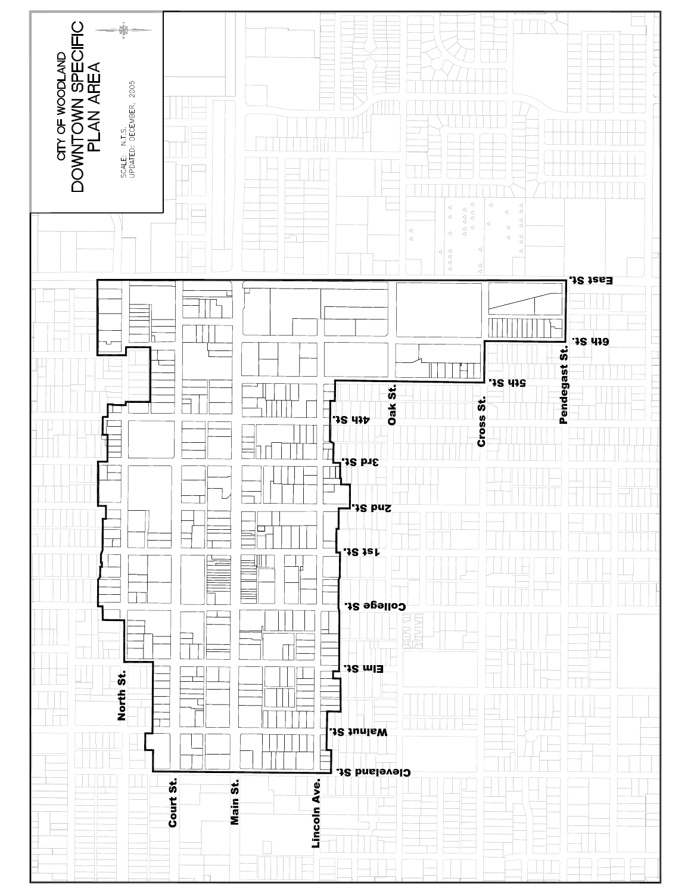# CITY OF WOODLAND
# DOWNTOWN SPECIFIC PLAN AREA

SCALE: N.T.S.
UPDATED: DECEMBER, 2005

East St.

6th St.

Pendegast St.

5th St.

Cross St.

Oak St.

4th St.

3rd St.

2nd St.

1st St.

College St.

Elm St.

Walnut St.

Cleveland St.

North St.

Court St.

Main St.

Lincoln Ave.